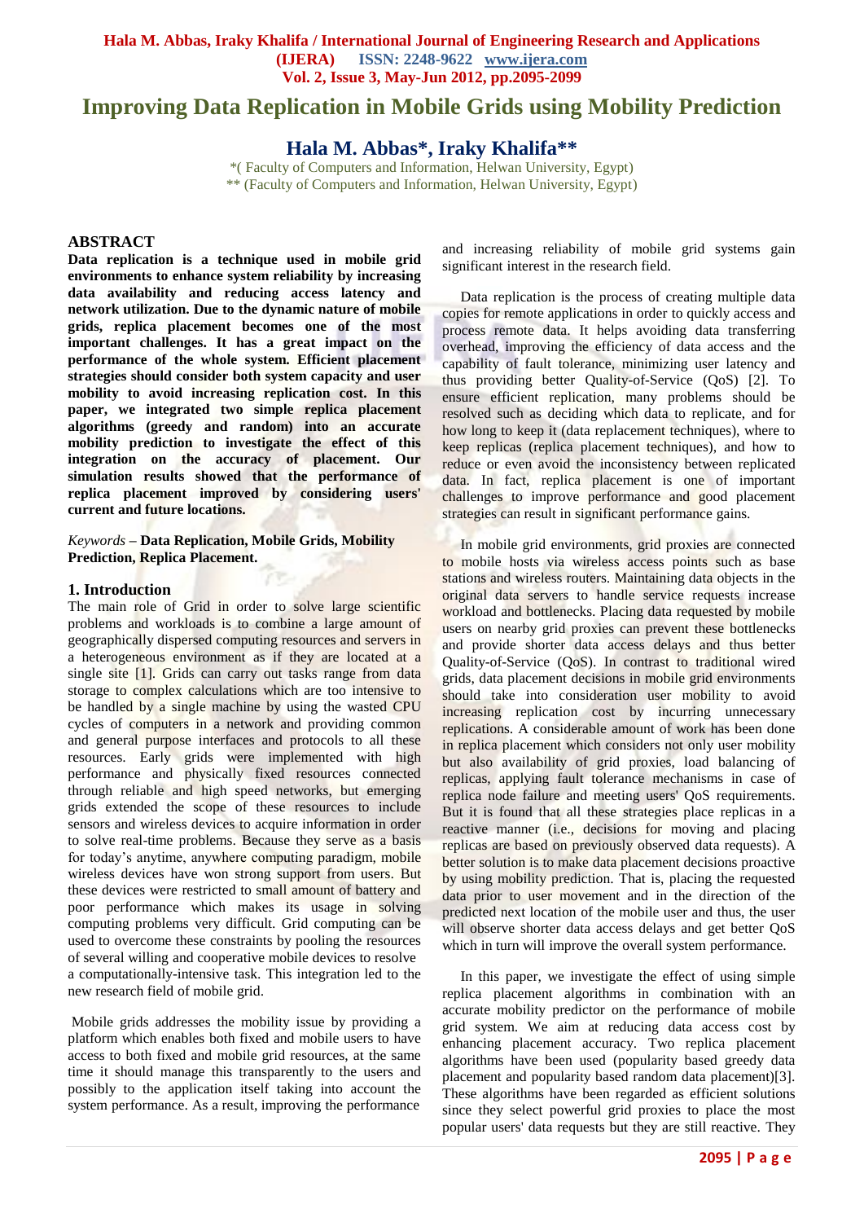# Improving Data Replication in Mobile Grids using Mobility Prediction

## Hala M. Abbas*, Iraky Khalifa**

*( Faculty of Computers and Information, Helwan University, Egypt)
** (Faculty of Computers and Information, Helwan University, Egypt)

## ABSTRACT

**Data replication is a technique used in mobile grid environments to enhance system reliability by increasing data availability and reducing access latency and network utilization. Due to the dynamic nature of mobile grids, replica placement becomes one of the most important challenges. It has a great impact on the performance of the whole system. Efficient placement strategies should consider both system capacity and user mobility to avoid increasing replication cost. In this paper, we integrated two simple replica placement algorithms (greedy and random) into an accurate mobility prediction to investigate the effect of this integration on the accuracy of placement. Our simulation results showed that the performance of replica placement improved by considering users' current and future locations.**

*Keywords* – **Data Replication, Mobile Grids, Mobility Prediction, Replica Placement.**

## 1. Introduction

The main role of Grid in order to solve large scientific problems and workloads is to combine a large amount of geographically dispersed computing resources and servers in a heterogeneous environment as if they are located at a single site [1]. Grids can carry out tasks range from data storage to complex calculations which are too intensive to be handled by a single machine by using the wasted CPU cycles of computers in a network and providing common and general purpose interfaces and protocols to all these resources. Early grids were implemented with high performance and physically fixed resources connected through reliable and high speed networks, but emerging grids extended the scope of these resources to include sensors and wireless devices to acquire information in order to solve real-time problems. Because they serve as a basis for today's anytime, anywhere computing paradigm, mobile wireless devices have won strong support from users. But these devices were restricted to small amount of battery and poor performance which makes its usage in solving computing problems very difficult. Grid computing can be used to overcome these constraints by pooling the resources of several willing and cooperative mobile devices to resolve a computationally-intensive task. This integration led to the new research field of mobile grid.

Mobile grids addresses the mobility issue by providing a platform which enables both fixed and mobile users to have access to both fixed and mobile grid resources, at the same time it should manage this transparently to the users and possibly to the application itself taking into account the system performance. As a result, improving the performance and increasing reliability of mobile grid systems gain significant interest in the research field.

Data replication is the process of creating multiple data copies for remote applications in order to quickly access and process remote data. It helps avoiding data transferring overhead, improving the efficiency of data access and the capability of fault tolerance, minimizing user latency and thus providing better Quality-of-Service (QoS) [2]. To ensure efficient replication, many problems should be resolved such as deciding which data to replicate, and for how long to keep it (data replacement techniques), where to keep replicas (replica placement techniques), and how to reduce or even avoid the inconsistency between replicated data. In fact, replica placement is one of important challenges to improve performance and good placement strategies can result in significant performance gains.

In mobile grid environments, grid proxies are connected to mobile hosts via wireless access points such as base stations and wireless routers. Maintaining data objects in the original data servers to handle service requests increase workload and bottlenecks. Placing data requested by mobile users on nearby grid proxies can prevent these bottlenecks and provide shorter data access delays and thus better Quality-of-Service (QoS). In contrast to traditional wired grids, data placement decisions in mobile grid environments should take into consideration user mobility to avoid increasing replication cost by incurring unnecessary replications. A considerable amount of work has been done in replica placement which considers not only user mobility but also availability of grid proxies, load balancing of replicas, applying fault tolerance mechanisms in case of replica node failure and meeting users' QoS requirements. But it is found that all these strategies place replicas in a reactive manner (i.e., decisions for moving and placing replicas are based on previously observed data requests). A better solution is to make data placement decisions proactive by using mobility prediction. That is, placing the requested data prior to user movement and in the direction of the predicted next location of the mobile user and thus, the user will observe shorter data access delays and get better QoS which in turn will improve the overall system performance.

In this paper, we investigate the effect of using simple replica placement algorithms in combination with an accurate mobility predictor on the performance of mobile grid system. We aim at reducing data access cost by enhancing placement accuracy. Two replica placement algorithms have been used (popularity based greedy data placement and popularity based random data placement)[3]. These algorithms have been regarded as efficient solutions since they select powerful grid proxies to place the most popular users' data requests but they are still reactive. They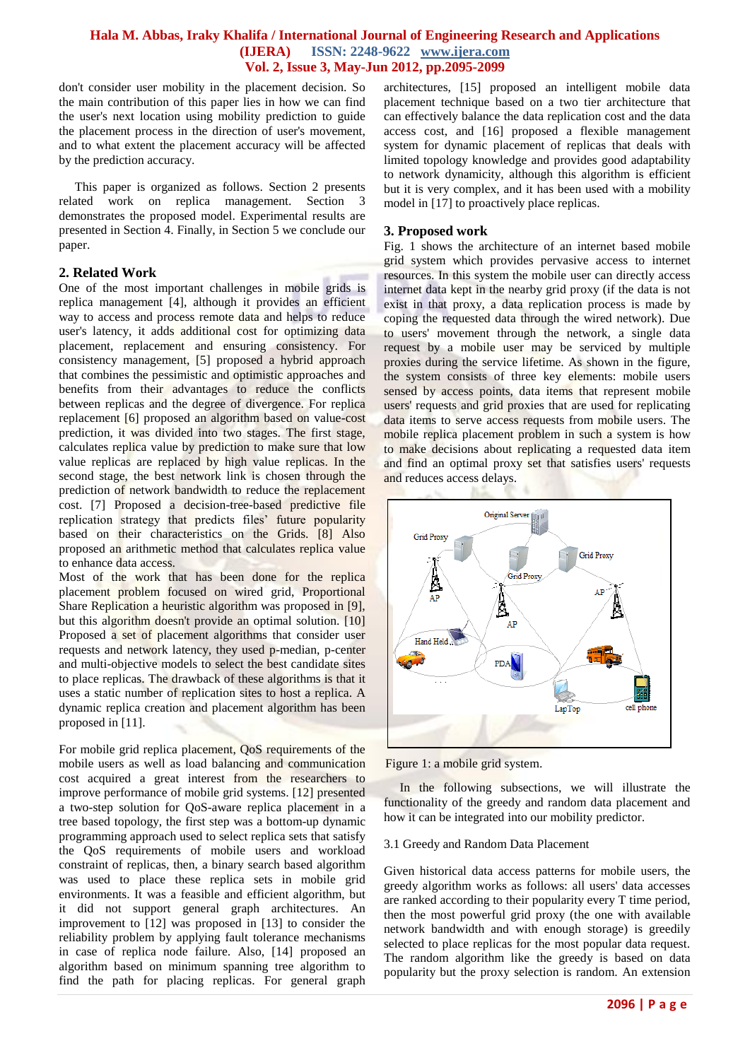don't consider user mobility in the placement decision. So the main contribution of this paper lies in how we can find the user's next location using mobility prediction to guide the placement process in the direction of user's movement, and to what extent the placement accuracy will be affected by the prediction accuracy.

This paper is organized as follows. Section 2 presents related work on replica management. Section 3 demonstrates the proposed model. Experimental results are presented in Section 4. Finally, in Section 5 we conclude our paper.

## 2. Related Work

One of the most important challenges in mobile grids is replica management [4], although it provides an efficient way to access and process remote data and helps to reduce user's latency, it adds additional cost for optimizing data placement, replacement and ensuring consistency. For consistency management, [5] proposed a hybrid approach that combines the pessimistic and optimistic approaches and benefits from their advantages to reduce the conflicts between replicas and the degree of divergence. For replica replacement [6] proposed an algorithm based on value-cost prediction, it was divided into two stages. The first stage, calculates replica value by prediction to make sure that low value replicas are replaced by high value replicas. In the second stage, the best network link is chosen through the prediction of network bandwidth to reduce the replacement cost. [7] Proposed a decision-tree-based predictive file replication strategy that predicts files' future popularity based on their characteristics on the Grids. [8] Also proposed an arithmetic method that calculates replica value to enhance data access.

Most of the work that has been done for the replica placement problem focused on wired grid, Proportional Share Replication a heuristic algorithm was proposed in [9], but this algorithm doesn't provide an optimal solution. [10] Proposed a set of placement algorithms that consider user requests and network latency, they used p-median, p-center and multi-objective models to select the best candidate sites to place replicas. The drawback of these algorithms is that it uses a static number of replication sites to host a replica. A dynamic replica creation and placement algorithm has been proposed in [11].

For mobile grid replica placement, QoS requirements of the mobile users as well as load balancing and communication cost acquired a great interest from the researchers to improve performance of mobile grid systems. [12] presented a two-step solution for QoS-aware replica placement in a tree based topology, the first step was a bottom-up dynamic programming approach used to select replica sets that satisfy the QoS requirements of mobile users and workload constraint of replicas, then, a binary search based algorithm was used to place these replica sets in mobile grid environments. It was a feasible and efficient algorithm, but it did not support general graph architectures. An improvement to [12] was proposed in [13] to consider the reliability problem by applying fault tolerance mechanisms in case of replica node failure. Also, [14] proposed an algorithm based on minimum spanning tree algorithm to find the path for placing replicas. For general graph architectures, [15] proposed an intelligent mobile data placement technique based on a two tier architecture that can effectively balance the data replication cost and the data access cost, and [16] proposed a flexible management system for dynamic placement of replicas that deals with limited topology knowledge and provides good adaptability to network dynamicity, although this algorithm is efficient but it is very complex, and it has been used with a mobility model in [17] to proactively place replicas.

## 3. Proposed work

Fig. 1 shows the architecture of an internet based mobile grid system which provides pervasive access to internet resources. In this system the mobile user can directly access internet data kept in the nearby grid proxy (if the data is not exist in that proxy, a data replication process is made by coping the requested data through the wired network). Due to users' movement through the network, a single data request by a mobile user may be serviced by multiple proxies during the service lifetime. As shown in the figure, the system consists of three key elements: mobile users sensed by access points, data items that represent mobile users' requests and grid proxies that are used for replicating data items to serve access requests from mobile users. The mobile replica placement problem in such a system is how to make decisions about replicating a requested data item and find an optimal proxy set that satisfies users' requests and reduces access delays.

Figure 1: a mobile grid system.

In the following subsections, we will illustrate the functionality of the greedy and random data placement and how it can be integrated into our mobility predictor.

### 3.1 Greedy and Random Data Placement

Given historical data access patterns for mobile users, the greedy algorithm works as follows: all users' data accesses are ranked according to their popularity every T time period, then the most powerful grid proxy (the one with available network bandwidth and with enough storage) is greedily selected to place replicas for the most popular data request. The random algorithm like the greedy is based on data popularity but the proxy selection is random. An extension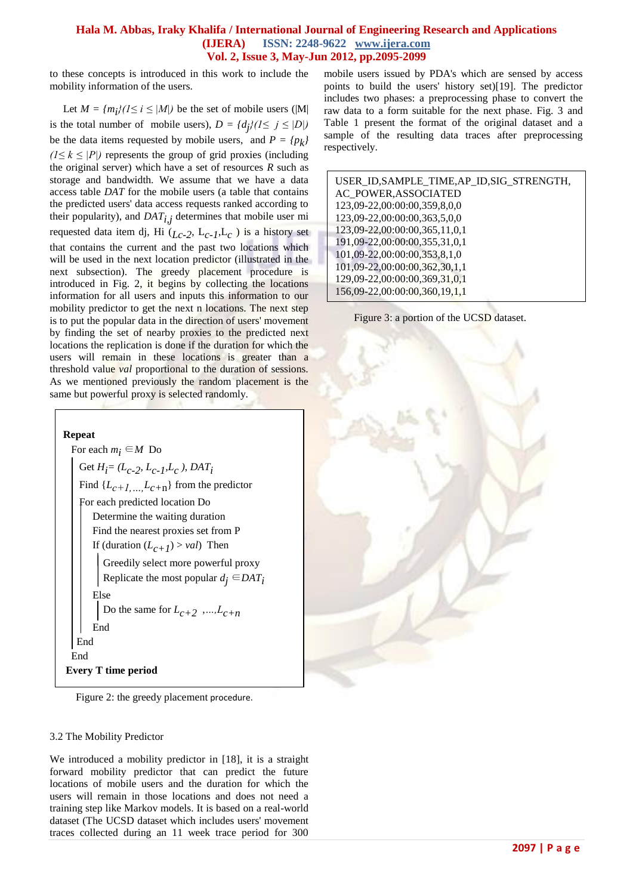to these concepts is introduced in this work to include the mobility information of the users.

Let $M = \{m_i\} (1 \leq i \leq |M|)$ be the set of mobile users (|M| is the total number of mobile users), $D = \{d_j\} (1 \leq j \leq |D|)$ be the data items requested by mobile users, and $P = \{p_k\}$ $(1 \leq k \leq |P|)$ represents the group of grid proxies (including the original server) which have a set of resources $R$ such as storage and bandwidth. We assume that we have a data access table *DAT* for the mobile users (a table that contains the predicted users' data access requests ranked according to their popularity), and $DAT_{i,j}$ determines that mobile user mi requested data item dj, Hi ($L_{c-2}$, $L_{c-1}$, $L_c$ ) is a history set that contains the current and the past two locations which will be used in the next location predictor (illustrated in the next subsection). The greedy placement procedure is introduced in Fig. 2, it begins by collecting the locations information for all users and inputs this information to our mobility predictor to get the next n locations. The next step is to put the popular data in the direction of users' movement by finding the set of nearby proxies to the predicted next locations the replication is done if the duration for which the users will remain in these locations is greater than a threshold value *val* proportional to the duration of sessions. As we mentioned previously the random placement is the same but powerful proxy is selected randomly.

```
Repeat
  For each m_i ∈ M Do
    Get H_i = (L_{c-2}, L_{c-1}, L_c), DAT_i
    Find {L_{c+1},...,L_{c+n}} from the predictor
    For each predicted location Do
      Determine the waiting duration
      Find the nearest proxies set from P
      If (duration (L_{c+1}) > val) Then
        Greedily select more powerful proxy
        Replicate the most popular d_j ∈ DAT_i
      Else
        Do the same for L_{c+2}, ..., L_{c+n}
      End
    End
  End
Every T time period
```

Figure 2: the greedy placement procedure.

### 3.2 The Mobility Predictor

We introduced a mobility predictor in [18], it is a straight forward mobility predictor that can predict the future locations of mobile users and the duration for which the users will remain in those locations and does not need a training step like Markov models. It is based on a real-world dataset (The UCSD dataset which includes users' movement traces collected during an 11 week trace period for 300 mobile users issued by PDA's which are sensed by access points to build the users' history set)[19]. The predictor includes two phases: a preprocessing phase to convert the raw data to a form suitable for the next phase. Fig. 3 and Table 1 present the format of the original dataset and a sample of the resulting data traces after preprocessing respectively.

```
USER_ID,SAMPLE_TIME,AP_ID,SIG_STRENGTH,
AC_POWER,ASSOCIATED
123,09-22,00:00:00,359,8,0,0
123,09-22,00:00:00,363,5,0,0
123,09-22,00:00:00,365,11,0,1
191,09-22,00:00:00,355,31,0,1
101,09-22,00:00:00,353,8,1,0
101,09-22,00:00:00,362,30,1,1
129,09-22,00:00:00,369,31,0,1
156,09-22,00:00:00,360,19,1,1
```

Figure 3: a portion of the UCSD dataset.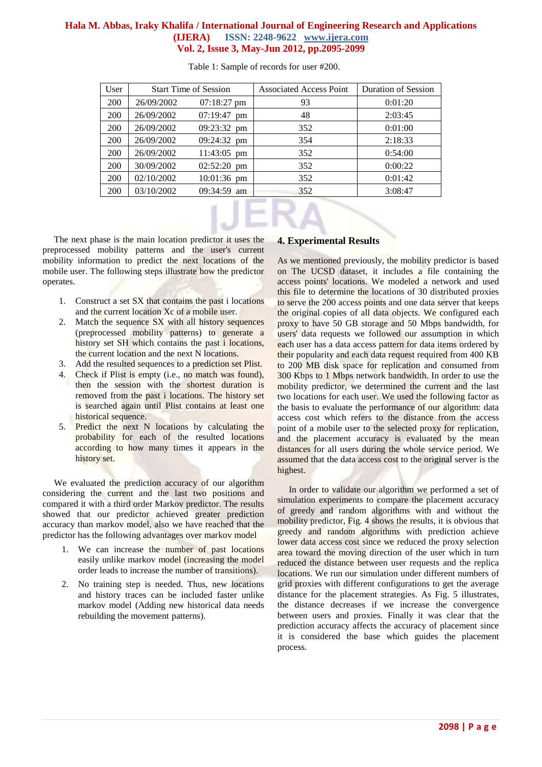Table 1: Sample of records for user #200.

| User | Start Time of Session | | Associated Access Point | Duration of Session |
|---|---|---|---|---|
| 200 | 26/09/2002 | 07:18:27 pm | 93 | 0:01:20 |
| 200 | 26/09/2002 | 07:19:47 pm | 48 | 2:03:45 |
| 200 | 26/09/2002 | 09:23:32 pm | 352 | 0:01:00 |
| 200 | 26/09/2002 | 09:24:32 pm | 354 | 2:18:33 |
| 200 | 26/09/2002 | 11:43:05 pm | 352 | 0:54:00 |
| 200 | 30/09/2002 | 02:52:20 pm | 352 | 0:00:22 |
| 200 | 02/10/2002 | 10:01:36 pm | 352 | 0:01:42 |
| 200 | 03/10/2002 | 09:34:59 am | 352 | 3:08:47 |

The next phase is the main location predictor it uses the preprocessed mobility patterns and the user's current mobility information to predict the next locations of the mobile user. The following steps illustrate how the predictor operates.

1. Construct a set SX that contains the past i locations and the current location Xc of a mobile user.
2. Match the sequence SX with all history sequences (preprocessed mobility patterns) to generate a history set SH which contains the past i locations, the current location and the next N locations.
3. Add the resulted sequences to a prediction set Plist.
4. Check if Plist is empty (i.e., no match was found), then the session with the shortest duration is removed from the past i locations. The history set is searched again until Plist contains at least one historical sequence.
5. Predict the next N locations by calculating the probability for each of the resulted locations according to how many times it appears in the history set.

We evaluated the prediction accuracy of our algorithm considering the current and the last two positions and compared it with a third order Markov predictor. The results showed that our predictor achieved greater prediction accuracy than markov model, also we have reached that the predictor has the following advantages over markov model

1. We can increase the number of past locations easily unlike markov model (increasing the model order leads to increase the number of transitions).
2. No training step is needed. Thus, new locations and history traces can be included faster unlike markov model (Adding new historical data needs rebuilding the movement patterns).

## 4. Experimental Results

As we mentioned previously, the mobility predictor is based on The UCSD dataset, it includes a file containing the access points' locations. We modeled a network and used this file to determine the locations of 30 distributed proxies to serve the 200 access points and one data server that keeps the original copies of all data objects. We configured each proxy to have 50 GB storage and 50 Mbps bandwidth, for users' data requests we followed our assumption in which each user has a data access pattern for data items ordered by their popularity and each data request required from 400 KB to 200 MB disk space for replication and consumed from 300 Kbps to 1 Mbps network bandwidth. In order to use the mobility predictor, we determined the current and the last two locations for each user. We used the following factor as the basis to evaluate the performance of our algorithm: data access cost which refers to the distance from the access point of a mobile user to the selected proxy for replication, and the placement accuracy is evaluated by the mean distances for all users during the whole service period. We assumed that the data access cost to the original server is the highest.

In order to validate our algorithm we performed a set of simulation experiments to compare the placement accuracy of greedy and random algorithms with and without the mobility predictor, Fig. 4 shows the results, it is obvious that greedy and random algorithms with prediction achieve lower data access cost since we reduced the proxy selection area toward the moving direction of the user which in turn reduced the distance between user requests and the replica locations. We run our simulation under different numbers of grid proxies with different configurations to get the average distance for the placement strategies. As Fig. 5 illustrates, the distance decreases if we increase the convergence between users and proxies. Finally it was clear that the prediction accuracy affects the accuracy of placement since it is considered the base which guides the placement process.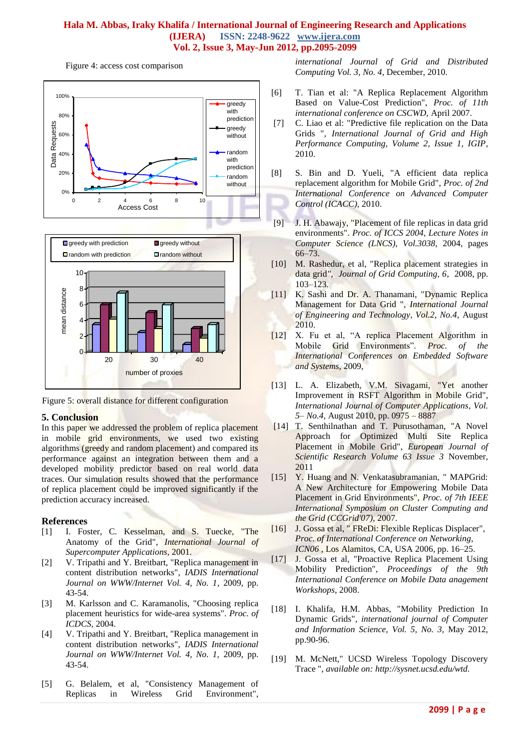Figure 4: access cost comparison

100%
80%
60%
40%
20%
0%
Data Requests
0 2 4 6 8 10
Access Cost
greedy with prediction
greedy without
random with prediction
random without

greedy with prediction
greedy without
random with prediction
random without
10
8
6
4
2
0
mean distance
20 30 40
number of proxies

Figure 5: overall distance for different configuration

## 5. Conclusion

In this paper we addressed the problem of replica placement in mobile grid environments, we used two existing algorithms (greedy and random placement) and compared its performance against an integration between them and a developed mobility predictor based on real world data traces. Our simulation results showed that the performance of replica placement could be improved significantly if the prediction accuracy increased.

## References

[1] I. Foster, C. Kesselman, and S. Tuecke, "The Anatomy of the Grid", *International Journal of Supercomputer Applications*, 2001.

[2] V. Tripathi and Y. Breitbart, "Replica management in content distribution networks", *IADIS International Journal on WWW/Internet Vol. 4, No. 1*, 2009, pp. 43-54.

[3] M. Karlsson and C. Karamanolis, "Choosing replica placement heuristics for wide-area systems". *Proc. of ICDCS*, 2004.

[4] V. Tripathi and Y. Breitbart, "Replica management in content distribution networks", *IADIS International Journal on WWW/Internet Vol. 4, No. 1*, 2009, pp. 43-54.

[5] G. Belalem, et al, "Consistency Management of Replicas in Wireless Grid Environment", *international Journal of Grid and Distributed Computing Vol. 3, No. 4*, December, 2010.

[6] T. Tian et al: "A Replica Replacement Algorithm Based on Value-Cost Prediction", *Proc. of 11th international conference on CSCWD*, April 2007.

[7] C. Liao et al: "Predictive file replication on the Data Grids ", *International Journal of Grid and High Performance Computing, Volume 2, Issue 1, IGIP*, 2010.

[8] S. Bin and D. Yueli, "A efficient data replica replacement algorithm for Mobile Grid", *Proc. of 2nd International Conference on Advanced Computer Control (ICACC)*, 2010.

[9] J. H. Abawajy, "Placement of file replicas in data grid environments". *Proc. of ICCS 2004, Lecture Notes in Computer Science (LNCS), Vol.3038*, 2004, pages 66–73.

[10] M. Rashedur, et al, "Replica placement strategies in data grid", *Journal of Grid Computing, 6*, 2008, pp. 103–123.

[11] K. Sashi and Dr. A. Thanamani, "Dynamic Replica Management for Data Grid ", *International Journal of Engineering and Technology, Vol.2, No.4*, August 2010.

[12] X. Fu et al, "A replica Placement Algorithm in Mobile Grid Environments". *Proc. of the International Conferences on Embedded Software and Systems*, 2009,

[13] L. A. Elizabeth, V.M. Sivagami, "Yet another Improvement in RSFT Algorithm in Mobile Grid", *International Journal of Computer Applications, Vol. 5– No.4,* August 2010, pp. 0975 – 8887

[14] T. Senthilnathan and T. Purusothaman, "A Novel Approach for Optimized Multi Site Replica Placement in Mobile Grid", *European Journal of Scientific Research Volume 63 Issue 3* November, 2011

[15] Y. Huang and N. Venkatasubramanian, " MAPGrid: A New Architecture for Empowering Mobile Data Placement in Grid Environments", *Proc. of 7th IEEE International Symposium on Cluster Computing and the Grid (CCGrid'07)*, 2007.

[16] J. Gossa et al, " FReDi: Flexible Replicas Displacer", *Proc. of International Conference on Networking, ICN06* , Los Alamitos, CA, USA 2006, pp. 16–25.

[17] J. Gossa et al, "Proactive Replica Placement Using Mobility Prediction", *Proceedings of the 9th International Conference on Mobile Data anagement Workshops*, 2008.

[18] I. Khalifa, H.M. Abbas, "Mobility Prediction In Dynamic Grids", *international journal of Computer and Information Science, Vol. 5, No. 3,* May 2012, pp.90-96.

[19] M. McNett," UCSD Wireless Topology Discovery Trace ", *available on: http://sysnet.ucsd.edu/wtd.*